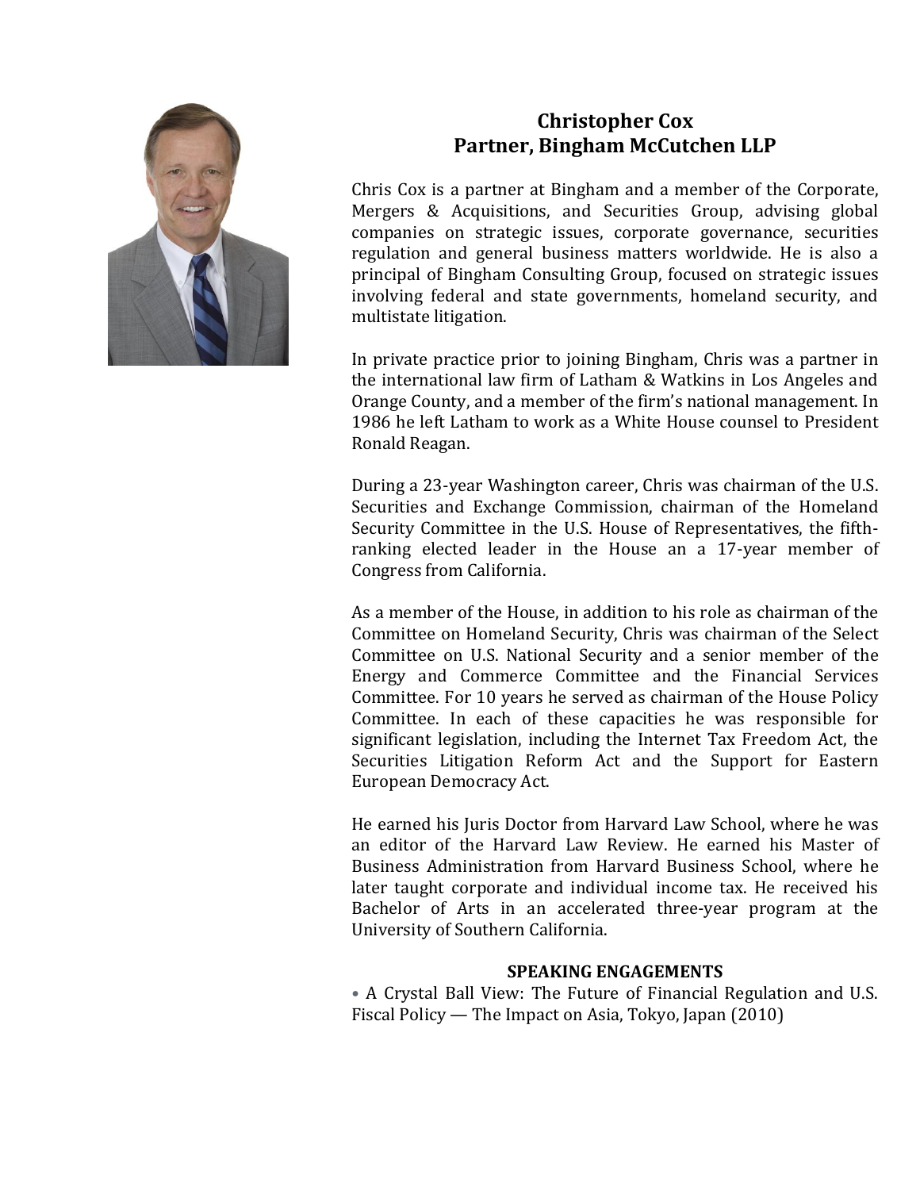# Christopher Cox
## Partner, Bingham McCutchen LLP

Chris Cox is a partner at Bingham and a member of the Corporate, Mergers & Acquisitions, and Securities Group, advising global companies on strategic issues, corporate governance, securities regulation and general business matters worldwide. He is also a principal of Bingham Consulting Group, focused on strategic issues involving federal and state governments, homeland security, and multistate litigation.

In private practice prior to joining Bingham, Chris was a partner in the international law firm of Latham & Watkins in Los Angeles and Orange County, and a member of the firm's national management. In 1986 he left Latham to work as a White House counsel to President Ronald Reagan.

During a 23-year Washington career, Chris was chairman of the U.S. Securities and Exchange Commission, chairman of the Homeland Security Committee in the U.S. House of Representatives, the fifth-ranking elected leader in the House an a 17-year member of Congress from California.

As a member of the House, in addition to his role as chairman of the Committee on Homeland Security, Chris was chairman of the Select Committee on U.S. National Security and a senior member of the Energy and Commerce Committee and the Financial Services Committee. For 10 years he served as chairman of the House Policy Committee. In each of these capacities he was responsible for significant legislation, including the Internet Tax Freedom Act, the Securities Litigation Reform Act and the Support for Eastern European Democracy Act.

He earned his Juris Doctor from Harvard Law School, where he was an editor of the Harvard Law Review. He earned his Master of Business Administration from Harvard Business School, where he later taught corporate and individual income tax. He received his Bachelor of Arts in an accelerated three-year program at the University of Southern California.

**SPEAKING ENGAGEMENTS**

- A Crystal Ball View: The Future of Financial Regulation and U.S. Fiscal Policy — The Impact on Asia, Tokyo, Japan (2010)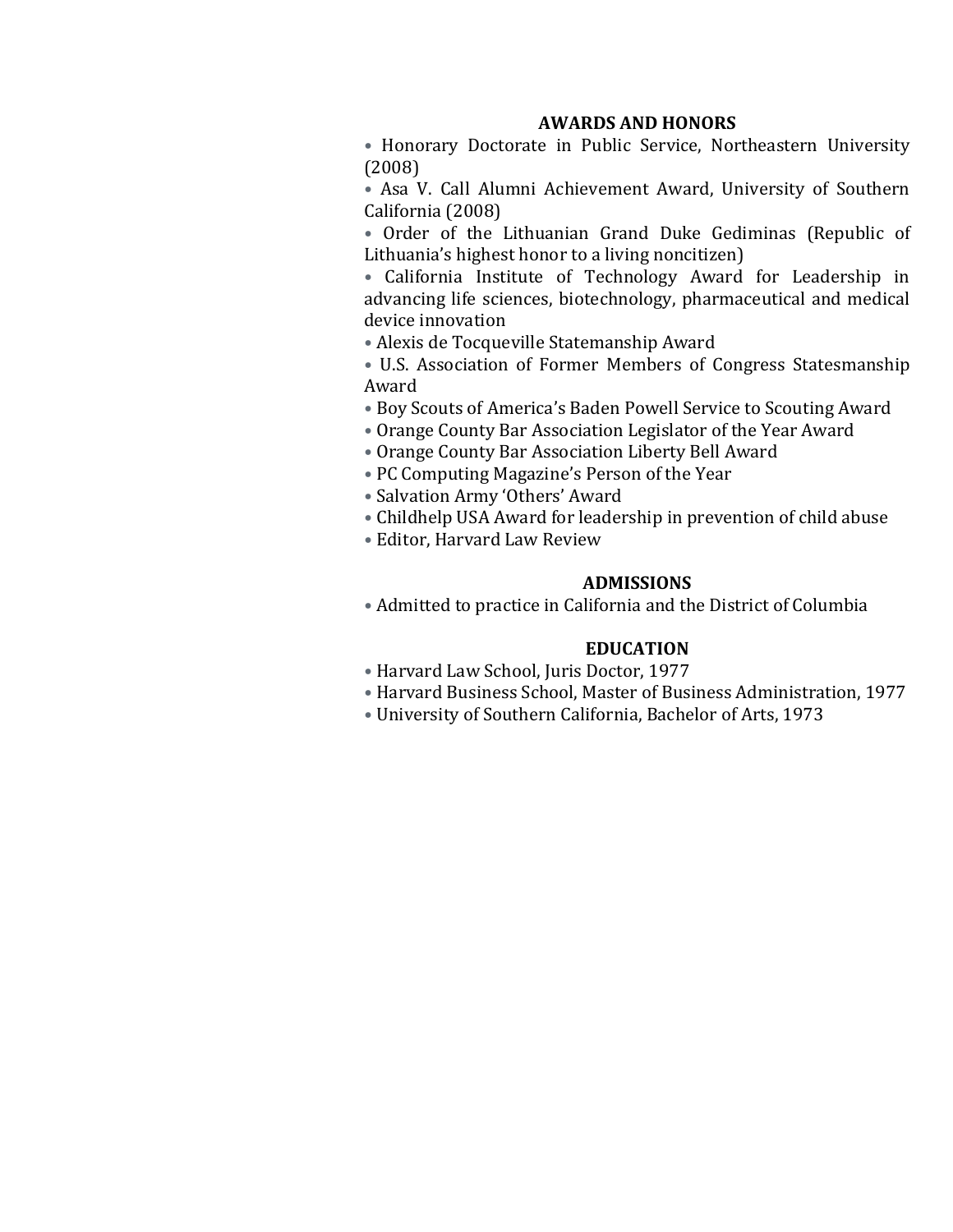## AWARDS AND HONORS

- Honorary Doctorate in Public Service, Northeastern University (2008)
- Asa V. Call Alumni Achievement Award, University of Southern California (2008)
- Order of the Lithuanian Grand Duke Gediminas (Republic of Lithuania's highest honor to a living noncitizen)
- California Institute of Technology Award for Leadership in advancing life sciences, biotechnology, pharmaceutical and medical device innovation
- Alexis de Tocqueville Statemanship Award
- U.S. Association of Former Members of Congress Statesmanship Award
- Boy Scouts of America's Baden Powell Service to Scouting Award
- Orange County Bar Association Legislator of the Year Award
- Orange County Bar Association Liberty Bell Award
- PC Computing Magazine's Person of the Year
- Salvation Army 'Others' Award
- Childhelp USA Award for leadership in prevention of child abuse
- Editor, Harvard Law Review

## ADMISSIONS

- Admitted to practice in California and the District of Columbia

## EDUCATION

- Harvard Law School, Juris Doctor, 1977
- Harvard Business School, Master of Business Administration, 1977
- University of Southern California, Bachelor of Arts, 1973